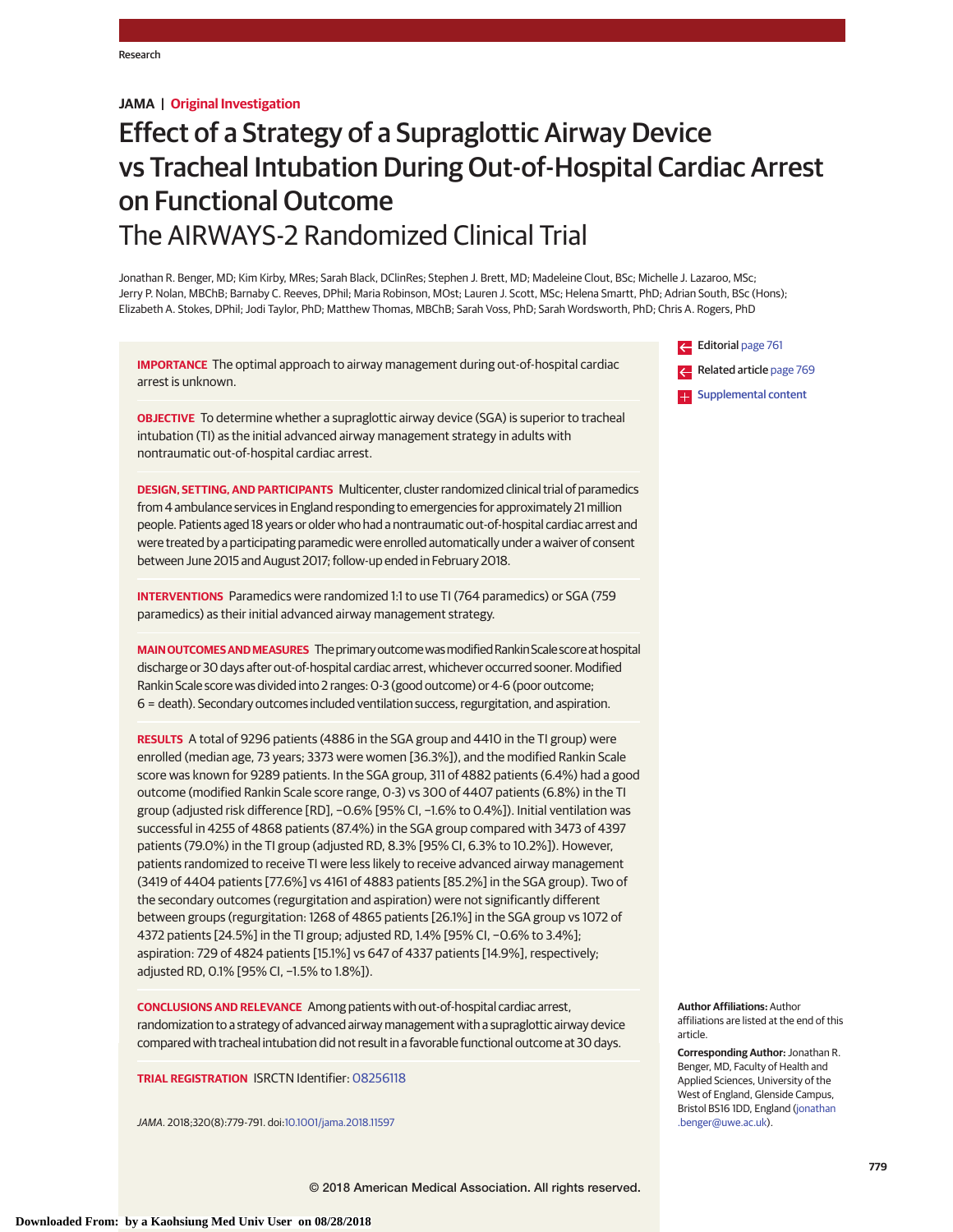JAMA | Original Investigation

# Effect of a Strategy of a Supraglottic Airway Device vs Tracheal Intubation During Out-of-Hospital Cardiac Arrest on Functional Outcome

## The AIRWAYS-2 Randomized Clinical Trial

Jonathan R. Benger, MD; Kim Kirby, MRes; Sarah Black, DClinRes; Stephen J. Brett, MD; Madeleine Clout, BSc; Michelle J. Lazaroo, MSc; Jerry P. Nolan, MBChB; Barnaby C. Reeves, DPhil; Maria Robinson, MOst; Lauren J. Scott, MSc; Helena Smartt, PhD; Adrian South, BSc (Hons); Elizabeth A. Stokes, DPhil; Jodi Taylor, PhD; Matthew Thomas, MBChB; Sarah Voss, PhD; Sarah Wordsworth, PhD; Chris A. Rogers, PhD

Editorial page 761

Related article page 769

Supplemental content

**IMPORTANCE** The optimal approach to airway management during out-of-hospital cardiac arrest is unknown.

**OBJECTIVE** To determine whether a supraglottic airway device (SGA) is superior to tracheal intubation (TI) as the initial advanced airway management strategy in adults with nontraumatic out-of-hospital cardiac arrest.

**DESIGN, SETTING, AND PARTICIPANTS** Multicenter, cluster randomized clinical trial of paramedics from 4 ambulance services in England responding to emergencies for approximately 21 million people. Patients aged 18 years or older who had a nontraumatic out-of-hospital cardiac arrest and were treated by a participating paramedic were enrolled automatically under a waiver of consent between June 2015 and August 2017; follow-up ended in February 2018.

**INTERVENTIONS** Paramedics were randomized 1:1 to use TI (764 paramedics) or SGA (759 paramedics) as their initial advanced airway management strategy.

**MAIN OUTCOMES AND MEASURES** The primary outcome was modified Rankin Scale score at hospital discharge or 30 days after out-of-hospital cardiac arrest, whichever occurred sooner. Modified Rankin Scale score was divided into 2 ranges: 0-3 (good outcome) or 4-6 (poor outcome; 6 = death). Secondary outcomes included ventilation success, regurgitation, and aspiration.

**RESULTS** A total of 9296 patients (4886 in the SGA group and 4410 in the TI group) were enrolled (median age, 73 years; 3373 were women [36.3%]), and the modified Rankin Scale score was known for 9289 patients. In the SGA group, 311 of 4882 patients (6.4%) had a good outcome (modified Rankin Scale score range, 0-3) vs 300 of 4407 patients (6.8%) in the TI group (adjusted risk difference [RD], −0.6% [95% CI, −1.6% to 0.4%]). Initial ventilation was successful in 4255 of 4868 patients (87.4%) in the SGA group compared with 3473 of 4397 patients (79.0%) in the TI group (adjusted RD, 8.3% [95% CI, 6.3% to 10.2%]). However, patients randomized to receive TI were less likely to receive advanced airway management (3419 of 4404 patients [77.6%] vs 4161 of 4883 patients [85.2%] in the SGA group). Two of the secondary outcomes (regurgitation and aspiration) were not significantly different between groups (regurgitation: 1268 of 4865 patients [26.1%] in the SGA group vs 1072 of 4372 patients [24.5%] in the TI group; adjusted RD, 1.4% [95% CI, −0.6% to 3.4%]; aspiration: 729 of 4824 patients [15.1%] vs 647 of 4337 patients [14.9%], respectively; adjusted RD, 0.1% [95% CI, −1.5% to 1.8%]).

**CONCLUSIONS AND RELEVANCE** Among patients with out-of-hospital cardiac arrest, randomization to a strategy of advanced airway management with a supraglottic airway device compared with tracheal intubation did not result in a favorable functional outcome at 30 days.

**TRIAL REGISTRATION** ISRCTN Identifier: 08256118

*JAMA*. 2018;320(8):779-791. doi:10.1001/jama.2018.11597

**Author Affiliations:** Author affiliations are listed at the end of this article.

**Corresponding Author:** Jonathan R. Benger, MD, Faculty of Health and Applied Sciences, University of the West of England, Glenside Campus, Bristol BS16 1DD, England (jonathan.benger@uwe.ac.uk).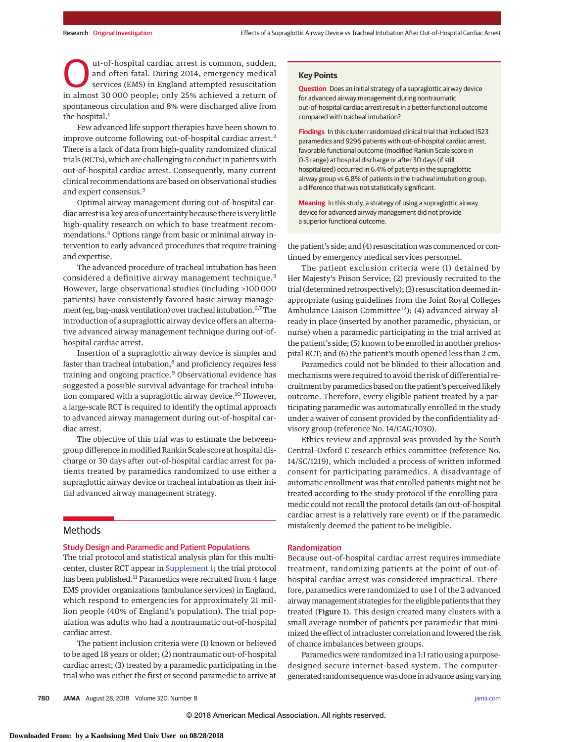Out-of-hospital cardiac arrest is common, sudden, and often fatal. During 2014, emergency medical services (EMS) in England attempted resuscitation in almost 30 000 people; only 25% achieved a return of spontaneous circulation and 8% were discharged alive from the hospital.[1]

Few advanced life support therapies have been shown to improve outcome following out-of-hospital cardiac arrest.[2] There is a lack of data from high-quality randomized clinical trials (RCTs), which are challenging to conduct in patients with out-of-hospital cardiac arrest. Consequently, many current clinical recommendations are based on observational studies and expert consensus.[3]

Optimal airway management during out-of-hospital cardiac arrest is a key area of uncertainty because there is very little high-quality research on which to base treatment recommendations.[4] Options range from basic or minimal airway intervention to early advanced procedures that require training and expertise.

The advanced procedure of tracheal intubation has been considered a definitive airway management technique.[5] However, large observational studies (including >100 000 patients) have consistently favored basic airway management (eg, bag-mask ventilation) over tracheal intubation.[6,7] The introduction of a supraglottic airway device offers an alternative advanced airway management technique during out-of-hospital cardiac arrest.

Insertion of a supraglottic airway device is simpler and faster than tracheal intubation,[8] and proficiency requires less training and ongoing practice.[9] Observational evidence has suggested a possible survival advantage for tracheal intubation compared with a supraglottic airway device.[10] However, a large-scale RCT is required to identify the optimal approach to advanced airway management during out-of-hospital cardiac arrest.

The objective of this trial was to estimate the between-group difference in modified Rankin Scale score at hospital discharge or 30 days after out-of-hospital cardiac arrest for patients treated by paramedics randomized to use either a supraglottic airway device or tracheal intubation as their initial advanced airway management strategy.

## Key Points

**Question** Does an initial strategy of a supraglottic airway device for advanced airway management during nontraumatic out-of-hospital cardiac arrest result in a better functional outcome compared with tracheal intubation?

**Findings** In this cluster randomized clinical trial that included 1523 paramedics and 9296 patients with out-of-hospital cardiac arrest, favorable functional outcome (modified Rankin Scale score in 0-3 range) at hospital discharge or after 30 days (if still hospitalized) occurred in 6.4% of patients in the supraglottic airway group vs 6.8% of patients in the tracheal intubation group, a difference that was not statistically significant.

**Meaning** In this study, a strategy of using a supraglottic airway device for advanced airway management did not provide a superior functional outcome.

## Methods

### Study Design and Paramedic and Patient Populations

The trial protocol and statistical analysis plan for this multicenter, cluster RCT appear in Supplement 1; the trial protocol has been published.[11] Paramedics were recruited from 4 large EMS provider organizations (ambulance services) in England, which respond to emergencies for approximately 21 million people (40% of England's population). The trial population was adults who had a nontraumatic out-of-hospital cardiac arrest.

The patient inclusion criteria were (1) known or believed to be aged 18 years or older; (2) nontraumatic out-of-hospital cardiac arrest; (3) treated by a paramedic participating in the trial who was either the first or second paramedic to arrive at the patient's side; and (4) resuscitation was commenced or continued by emergency medical services personnel.

The patient exclusion criteria were (1) detained by Her Majesty's Prison Service; (2) previously recruited to the trial (determined retrospectively); (3) resuscitation deemed inappropriate (using guidelines from the Joint Royal Colleges Ambulance Liaison Committee[12]); (4) advanced airway already in place (inserted by another paramedic, physician, or nurse) when a paramedic participating in the trial arrived at the patient's side; (5) known to be enrolled in another prehospital RCT; and (6) the patient's mouth opened less than 2 cm.

Paramedics could not be blinded to their allocation and mechanisms were required to avoid the risk of differential recruitment by paramedics based on the patient's perceived likely outcome. Therefore, every eligible patient treated by a participating paramedic was automatically enrolled in the study under a waiver of consent provided by the confidentiality advisory group (reference No. 14/CAG/1030).

Ethics review and approval was provided by the South Central–Oxford C research ethics committee (reference No. 14/SC/1219), which included a process of written informed consent for participating paramedics. A disadvantage of automatic enrollment was that enrolled patients might not be treated according to the study protocol if the enrolling paramedic could not recall the protocol details (an out-of-hospital cardiac arrest is a relatively rare event) or if the paramedic mistakenly deemed the patient to be ineligible.

### Randomization

Because out-of-hospital cardiac arrest requires immediate treatment, randomizing patients at the point of out-of-hospital cardiac arrest was considered impractical. Therefore, paramedics were randomized to use 1 of the 2 advanced airway management strategies for the eligible patients that they treated (Figure 1). This design created many clusters with a small average number of patients per paramedic that minimized the effect of intracluster correlation and lowered the risk of chance imbalances between groups.

Paramedics were randomized in a 1:1 ratio using a purpose-designed secure internet-based system. The computer-generated random sequence was done in advance using varying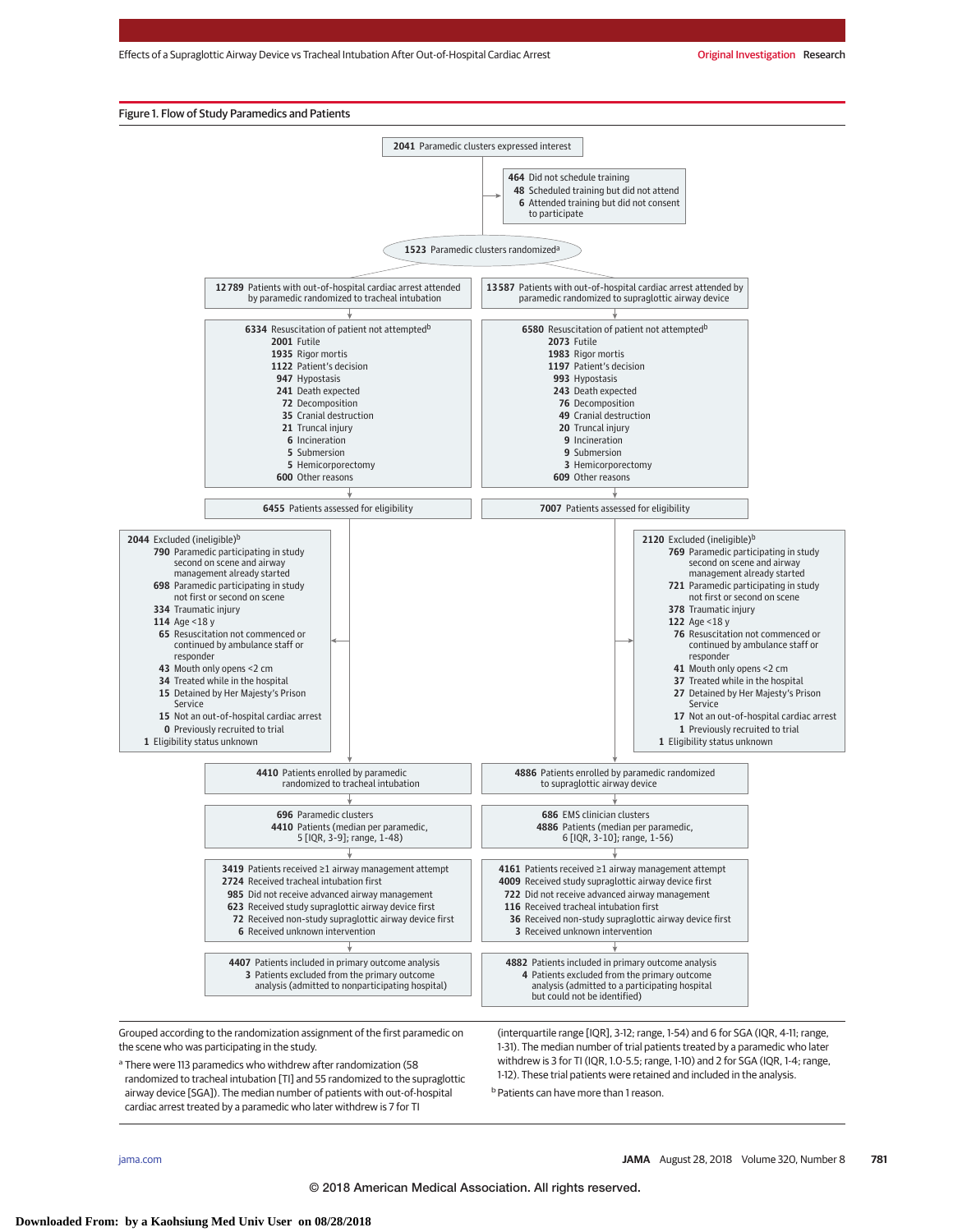Figure 1. Flow of Study Paramedics and Patients

**2041** Paramedic clusters expressed interest

- **464** Did not schedule training
- **48** Scheduled training but did not attend
- **6** Attended training but did not consent to participate

**1523** Paramedic clusters randomized[a]

**Tracheal intubation group**

**12 789** Patients with out-of-hospital cardiac arrest attended by paramedic randomized to tracheal intubation

**6334** Resuscitation of patient not attempted[b]
- **2001** Futile
- **1935** Rigor mortis
- **1122** Patient's decision
- **947** Hypostasis
- **241** Death expected
- **72** Decomposition
- **35** Cranial destruction
- **21** Truncal injury
- **6** Incineration
- **5** Submersion
- **5** Hemicorporectomy
- **600** Other reasons

**6455** Patients assessed for eligibility

**2044** Excluded (ineligible)[b]
- **790** Paramedic participating in study second on scene and airway management already started
- **698** Paramedic participating in study not first or second on scene
- **334** Traumatic injury
- **114** Age <18 y
- **65** Resuscitation not commenced or continued by ambulance staff or responder
- **43** Mouth only opens <2 cm
- **34** Treated while in the hospital
- **15** Detained by Her Majesty's Prison Service
- **15** Not an out-of-hospital cardiac arrest
- **0** Previously recruited to trial
- **1** Eligibility status unknown

**4410** Patients enrolled by paramedic randomized to tracheal intubation

**696** Paramedic clusters
**4410** Patients (median per paramedic, 5 [IQR, 3-9]; range, 1-48)

**3419** Patients received ≥1 airway management attempt
- **2724** Received tracheal intubation first
- **985** Did not receive advanced airway management
- **623** Received study supraglottic airway device first
- **72** Received non-study supraglottic airway device first
- **6** Received unknown intervention

**4407** Patients included in primary outcome analysis
- **3** Patients excluded from the primary outcome analysis (admitted to nonparticipating hospital)

**Supraglottic airway device group**

**13 587** Patients with out-of-hospital cardiac arrest attended by paramedic randomized to supraglottic airway device

**6580** Resuscitation of patient not attempted[b]
- **2073** Futile
- **1983** Rigor mortis
- **1197** Patient's decision
- **993** Hypostasis
- **243** Death expected
- **76** Decomposition
- **49** Cranial destruction
- **20** Truncal injury
- **9** Incineration
- **9** Submersion
- **3** Hemicorporectomy
- **609** Other reasons

**7007** Patients assessed for eligibility

**2120** Excluded (ineligible)[b]
- **769** Paramedic participating in study second on scene and airway management already started
- **721** Paramedic participating in study not first or second on scene
- **378** Traumatic injury
- **122** Age <18 y
- **76** Resuscitation not commenced or continued by ambulance staff or responder
- **41** Mouth only opens <2 cm
- **37** Treated while in the hospital
- **27** Detained by Her Majesty's Prison Service
- **17** Not an out-of-hospital cardiac arrest
- **1** Previously recruited to trial
- **1** Eligibility status unknown

**4886** Patients enrolled by paramedic randomized to supraglottic airway device

**686** EMS clinician clusters
**4886** Patients (median per paramedic, 6 [IQR, 3-10]; range, 1-56)

**4161** Patients received ≥1 airway management attempt
- **4009** Received study supraglottic airway device first
- **722** Did not receive advanced airway management
- **116** Received tracheal intubation first
- **36** Received non-study supraglottic airway device first
- **3** Received unknown intervention

**4882** Patients included in primary outcome analysis
- **4** Patients excluded from the primary outcome analysis (admitted to a participating hospital but could not be identified)

Grouped according to the randomization assignment of the first paramedic on the scene who was participating in the study.

[a] There were 113 paramedics who withdrew after randomization (58 randomized to tracheal intubation [TI] and 55 randomized to the supraglottic airway device [SGA]). The median number of patients with out-of-hospital cardiac arrest treated by a paramedic who later withdrew is 7 for TI (interquartile range [IQR], 3-12; range, 1-54) and 6 for SGA (IQR, 4-11; range, 1-31). The median number of trial patients treated by a paramedic who later withdrew is 3 for TI (IQR, 1.0-5.5; range, 1-10) and 2 for SGA (IQR, 1-4; range, 1-12). These trial patients were retained and included in the analysis.

[b] Patients can have more than 1 reason.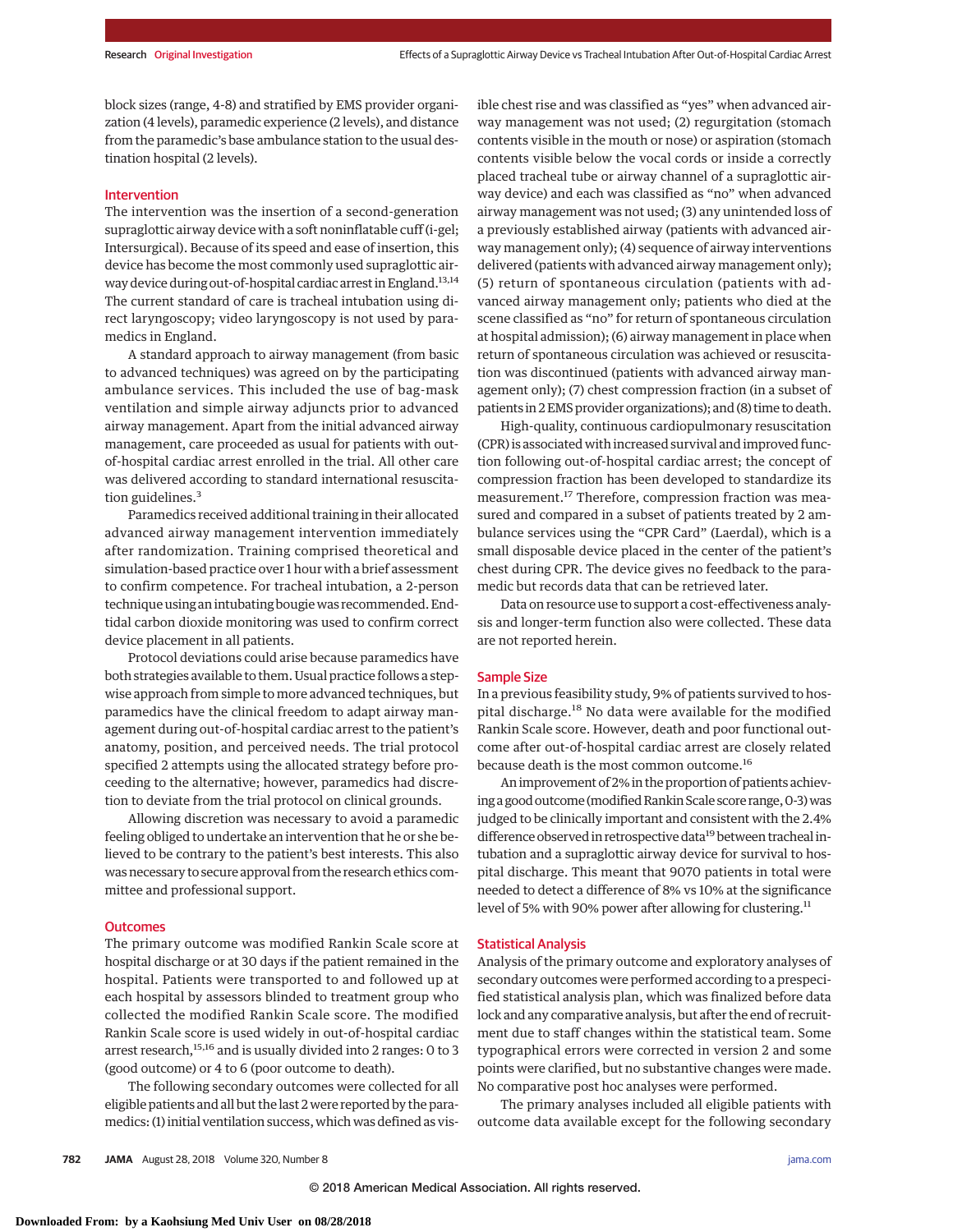block sizes (range, 4-8) and stratified by EMS provider organization (4 levels), paramedic experience (2 levels), and distance from the paramedic's base ambulance station to the usual destination hospital (2 levels).

## Intervention

The intervention was the insertion of a second-generation supraglottic airway device with a soft noninflatable cuff (i-gel; Intersurgical). Because of its speed and ease of insertion, this device has become the most commonly used supraglottic airway device during out-of-hospital cardiac arrest in England.[13,14] The current standard of care is tracheal intubation using direct laryngoscopy; video laryngoscopy is not used by paramedics in England.

A standard approach to airway management (from basic to advanced techniques) was agreed on by the participating ambulance services. This included the use of bag-mask ventilation and simple airway adjuncts prior to advanced airway management. Apart from the initial advanced airway management, care proceeded as usual for patients with out-of-hospital cardiac arrest enrolled in the trial. All other care was delivered according to standard international resuscitation guidelines.[3]

Paramedics received additional training in their allocated advanced airway management intervention immediately after randomization. Training comprised theoretical and simulation-based practice over 1 hour with a brief assessment to confirm competence. For tracheal intubation, a 2-person technique using an intubating bougie was recommended. End-tidal carbon dioxide monitoring was used to confirm correct device placement in all patients.

Protocol deviations could arise because paramedics have both strategies available to them. Usual practice follows a stepwise approach from simple to more advanced techniques, but paramedics have the clinical freedom to adapt airway management during out-of-hospital cardiac arrest to the patient's anatomy, position, and perceived needs. The trial protocol specified 2 attempts using the allocated strategy before proceeding to the alternative; however, paramedics had discretion to deviate from the trial protocol on clinical grounds.

Allowing discretion was necessary to avoid a paramedic feeling obliged to undertake an intervention that he or she believed to be contrary to the patient's best interests. This also was necessary to secure approval from the research ethics committee and professional support.

## Outcomes

The primary outcome was modified Rankin Scale score at hospital discharge or at 30 days if the patient remained in the hospital. Patients were transported to and followed up at each hospital by assessors blinded to treatment group who collected the modified Rankin Scale score. The modified Rankin Scale score is used widely in out-of-hospital cardiac arrest research,[15,16] and is usually divided into 2 ranges: 0 to 3 (good outcome) or 4 to 6 (poor outcome to death).

The following secondary outcomes were collected for all eligible patients and all but the last 2 were reported by the paramedics: (1) initial ventilation success, which was defined as visible chest rise and was classified as "yes" when advanced airway management was not used; (2) regurgitation (stomach contents visible in the mouth or nose) or aspiration (stomach contents visible below the vocal cords or inside a correctly placed tracheal tube or airway channel of a supraglottic airway device) and each was classified as "no" when advanced airway management was not used; (3) any unintended loss of a previously established airway (patients with advanced airway management only); (4) sequence of airway interventions delivered (patients with advanced airway management only); (5) return of spontaneous circulation (patients with advanced airway management only; patients who died at the scene classified as "no" for return of spontaneous circulation at hospital admission); (6) airway management in place when return of spontaneous circulation was achieved or resuscitation was discontinued (patients with advanced airway management only); (7) chest compression fraction (in a subset of patients in 2 EMS provider organizations); and (8) time to death.

High-quality, continuous cardiopulmonary resuscitation (CPR) is associated with increased survival and improved function following out-of-hospital cardiac arrest; the concept of compression fraction has been developed to standardize its measurement.[17] Therefore, compression fraction was measured and compared in a subset of patients treated by 2 ambulance services using the "CPR Card" (Laerdal), which is a small disposable device placed in the center of the patient's chest during CPR. The device gives no feedback to the paramedic but records data that can be retrieved later.

Data on resource use to support a cost-effectiveness analysis and longer-term function also were collected. These data are not reported herein.

## Sample Size

In a previous feasibility study, 9% of patients survived to hospital discharge.[18] No data were available for the modified Rankin Scale score. However, death and poor functional outcome after out-of-hospital cardiac arrest are closely related because death is the most common outcome.[16]

An improvement of 2% in the proportion of patients achieving a good outcome (modified Rankin Scale score range, 0-3) was judged to be clinically important and consistent with the 2.4% difference observed in retrospective data[19] between tracheal intubation and a supraglottic airway device for survival to hospital discharge. This meant that 9070 patients in total were needed to detect a difference of 8% vs 10% at the significance level of 5% with 90% power after allowing for clustering.[11]

## Statistical Analysis

Analysis of the primary outcome and exploratory analyses of secondary outcomes were performed according to a prespecified statistical analysis plan, which was finalized before data lock and any comparative analysis, but after the end of recruitment due to staff changes within the statistical team. Some typographical errors were corrected in version 2 and some points were clarified, but no substantive changes were made. No comparative post hoc analyses were performed.

The primary analyses included all eligible patients with outcome data available except for the following secondary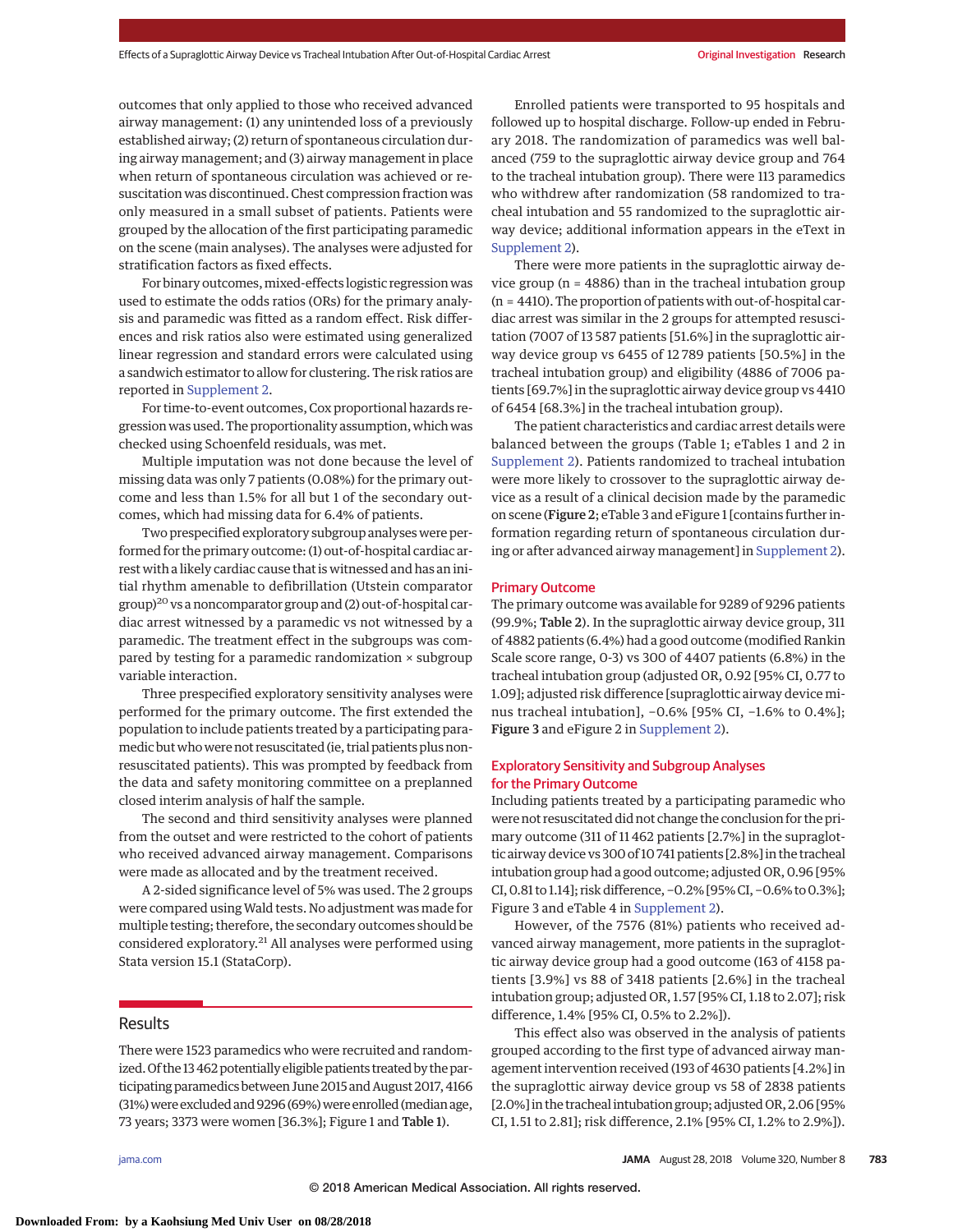outcomes that only applied to those who received advanced airway management: (1) any unintended loss of a previously established airway; (2) return of spontaneous circulation during airway management; and (3) airway management in place when return of spontaneous circulation was achieved or resuscitation was discontinued. Chest compression fraction was only measured in a small subset of patients. Patients were grouped by the allocation of the first participating paramedic on the scene (main analyses). The analyses were adjusted for stratification factors as fixed effects.

For binary outcomes, mixed-effects logistic regression was used to estimate the odds ratios (ORs) for the primary analysis and paramedic was fitted as a random effect. Risk differences and risk ratios also were estimated using generalized linear regression and standard errors were calculated using a sandwich estimator to allow for clustering. The risk ratios are reported in Supplement 2.

For time-to-event outcomes, Cox proportional hazards regression was used. The proportionality assumption, which was checked using Schoenfeld residuals, was met.

Multiple imputation was not done because the level of missing data was only 7 patients (0.08%) for the primary outcome and less than 1.5% for all but 1 of the secondary outcomes, which had missing data for 6.4% of patients.

Two prespecified exploratory subgroup analyses were performed for the primary outcome: (1) out-of-hospital cardiac arrest with a likely cardiac cause that is witnessed and has an initial rhythm amenable to defibrillation (Utstein comparator group)[20] vs a noncomparator group and (2) out-of-hospital cardiac arrest witnessed by a paramedic vs not witnessed by a paramedic. The treatment effect in the subgroups was compared by testing for a paramedic randomization × subgroup variable interaction.

Three prespecified exploratory sensitivity analyses were performed for the primary outcome. The first extended the population to include patients treated by a participating paramedic but who were not resuscitated (ie, trial patients plus nonresuscitated patients). This was prompted by feedback from the data and safety monitoring committee on a preplanned closed interim analysis of half the sample.

The second and third sensitivity analyses were planned from the outset and were restricted to the cohort of patients who received advanced airway management. Comparisons were made as allocated and by the treatment received.

A 2-sided significance level of 5% was used. The 2 groups were compared using Wald tests. No adjustment was made for multiple testing; therefore, the secondary outcomes should be considered exploratory.[21] All analyses were performed using Stata version 15.1 (StataCorp).

## Results

There were 1523 paramedics who were recruited and randomized. Of the 13 462 potentially eligible patients treated by the participating paramedics between June 2015 and August 2017, 4166 (31%) were excluded and 9296 (69%) were enrolled (median age, 73 years; 3373 were women [36.3%]; Figure 1 and **Table 1**).

Enrolled patients were transported to 95 hospitals and followed up to hospital discharge. Follow-up ended in February 2018. The randomization of paramedics was well balanced (759 to the supraglottic airway device group and 764 to the tracheal intubation group). There were 113 paramedics who withdrew after randomization (58 randomized to tracheal intubation and 55 randomized to the supraglottic airway device; additional information appears in the eText in Supplement 2).

There were more patients in the supraglottic airway device group (n = 4886) than in the tracheal intubation group (n = 4410). The proportion of patients with out-of-hospital cardiac arrest was similar in the 2 groups for attempted resuscitation (7007 of 13 587 patients [51.6%] in the supraglottic airway device group vs 6455 of 12 789 patients [50.5%] in the tracheal intubation group) and eligibility (4886 of 7006 patients [69.7%] in the supraglottic airway device group vs 4410 of 6454 [68.3%] in the tracheal intubation group).

The patient characteristics and cardiac arrest details were balanced between the groups (Table 1; eTables 1 and 2 in Supplement 2). Patients randomized to tracheal intubation were more likely to crossover to the supraglottic airway device as a result of a clinical decision made by the paramedic on scene (**Figure 2**; eTable 3 and eFigure 1 [contains further information regarding return of spontaneous circulation during or after advanced airway management] in Supplement 2).

### Primary Outcome

The primary outcome was available for 9289 of 9296 patients (99.9%; **Table 2**). In the supraglottic airway device group, 311 of 4882 patients (6.4%) had a good outcome (modified Rankin Scale score range, 0-3) vs 300 of 4407 patients (6.8%) in the tracheal intubation group (adjusted OR, 0.92 [95% CI, 0.77 to 1.09]; adjusted risk difference [supraglottic airway device minus tracheal intubation], −0.6% [95% CI, −1.6% to 0.4%]; **Figure 3** and eFigure 2 in Supplement 2).

### Exploratory Sensitivity and Subgroup Analyses for the Primary Outcome

Including patients treated by a participating paramedic who were not resuscitated did not change the conclusion for the primary outcome (311 of 11 462 patients [2.7%] in the supraglottic airway device vs 300 of 10 741 patients [2.8%] in the tracheal intubation group had a good outcome; adjusted OR, 0.96 [95% CI, 0.81 to 1.14]; risk difference, −0.2% [95% CI, −0.6% to 0.3%]; Figure 3 and eTable 4 in Supplement 2).

However, of the 7576 (81%) patients who received advanced airway management, more patients in the supraglottic airway device group had a good outcome (163 of 4158 patients [3.9%] vs 88 of 3418 patients [2.6%] in the tracheal intubation group; adjusted OR, 1.57 [95% CI, 1.18 to 2.07]; risk difference, 1.4% [95% CI, 0.5% to 2.2%]).

This effect also was observed in the analysis of patients grouped according to the first type of advanced airway management intervention received (193 of 4630 patients [4.2%] in the supraglottic airway device group vs 58 of 2838 patients [2.0%] in the tracheal intubation group; adjusted OR, 2.06 [95% CI, 1.51 to 2.81]; risk difference, 2.1% [95% CI, 1.2% to 2.9%]).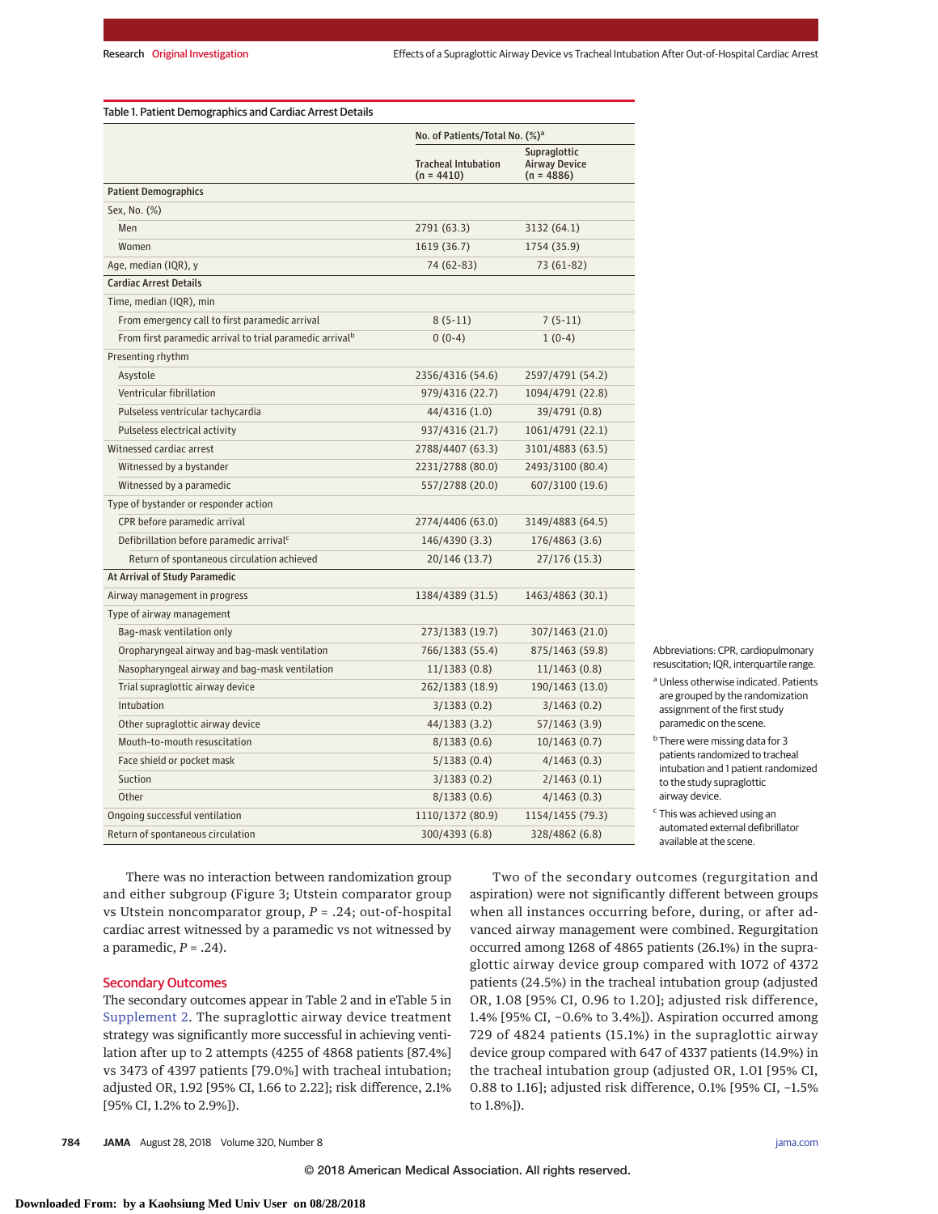Table 1. Patient Demographics and Cardiac Arrest Details

| | No. of Patients/Total No. (%)[a] | |
|---|---|---|
| | Tracheal Intubation (n = 4410) | Supraglottic Airway Device (n = 4886) |
| **Patient Demographics** | | |
| Sex, No. (%) | | |
| Men | 2791 (63.3) | 3132 (64.1) |
| Women | 1619 (36.7) | 1754 (35.9) |
| Age, median (IQR), y | 74 (62-83) | 73 (61-82) |
| **Cardiac Arrest Details** | | |
| Time, median (IQR), min | | |
| From emergency call to first paramedic arrival | 8 (5-11) | 7 (5-11) |
| From first paramedic arrival to trial paramedic arrival[b] | 0 (0-4) | 1 (0-4) |
| Presenting rhythm | | |
| Asystole | 2356/4316 (54.6) | 2597/4791 (54.2) |
| Ventricular fibrillation | 979/4316 (22.7) | 1094/4791 (22.8) |
| Pulseless ventricular tachycardia | 44/4316 (1.0) | 39/4791 (0.8) |
| Pulseless electrical activity | 937/4316 (21.7) | 1061/4791 (22.1) |
| Witnessed cardiac arrest | 2788/4407 (63.3) | 3101/4883 (63.5) |
| Witnessed by a bystander | 2231/2788 (80.0) | 2493/3100 (80.4) |
| Witnessed by a paramedic | 557/2788 (20.0) | 607/3100 (19.6) |
| Type of bystander or responder action | | |
| CPR before paramedic arrival | 2774/4406 (63.0) | 3149/4883 (64.5) |
| Defibrillation before paramedic arrival[c] | 146/4390 (3.3) | 176/4863 (3.6) |
| Return of spontaneous circulation achieved | 20/146 (13.7) | 27/176 (15.3) |
| **At Arrival of Study Paramedic** | | |
| Airway management in progress | 1384/4389 (31.5) | 1463/4863 (30.1) |
| Type of airway management | | |
| Bag-mask ventilation only | 273/1383 (19.7) | 307/1463 (21.0) |
| Oropharyngeal airway and bag-mask ventilation | 766/1383 (55.4) | 875/1463 (59.8) |
| Nasopharyngeal airway and bag-mask ventilation | 11/1383 (0.8) | 11/1463 (0.8) |
| Trial supraglottic airway device | 262/1383 (18.9) | 190/1463 (13.0) |
| Intubation | 3/1383 (0.2) | 3/1463 (0.2) |
| Other supraglottic airway device | 44/1383 (3.2) | 57/1463 (3.9) |
| Mouth-to-mouth resuscitation | 8/1383 (0.6) | 10/1463 (0.7) |
| Face shield or pocket mask | 5/1383 (0.4) | 4/1463 (0.3) |
| Suction | 3/1383 (0.2) | 2/1463 (0.1) |
| Other | 8/1383 (0.6) | 4/1463 (0.3) |
| Ongoing successful ventilation | 1110/1372 (80.9) | 1154/1455 (79.3) |
| Return of spontaneous circulation | 300/4393 (6.8) | 328/4862 (6.8) |

Abbreviations: CPR, cardiopulmonary resuscitation; IQR, interquartile range.

[a] Unless otherwise indicated. Patients are grouped by the randomization assignment of the first study paramedic on the scene.

[b] There were missing data for 3 patients randomized to tracheal intubation and 1 patient randomized to the study supraglottic airway device.

[c] This was achieved using an automated external defibrillator available at the scene.

There was no interaction between randomization group and either subgroup (Figure 3; Utstein comparator group vs Utstein noncomparator group, $P = .24$; out-of-hospital cardiac arrest witnessed by a paramedic vs not witnessed by a paramedic, $P = .24$).

## Secondary Outcomes

The secondary outcomes appear in Table 2 and in eTable 5 in Supplement 2. The supraglottic airway device treatment strategy was significantly more successful in achieving ventilation after up to 2 attempts (4255 of 4868 patients [87.4%] vs 3473 of 4397 patients [79.0%] with tracheal intubation; adjusted OR, 1.92 [95% CI, 1.66 to 2.22]; risk difference, 2.1% [95% CI, 1.2% to 2.9%]).

Two of the secondary outcomes (regurgitation and aspiration) were not significantly different between groups when all instances occurring before, during, or after advanced airway management were combined. Regurgitation occurred among 1268 of 4865 patients (26.1%) in the supraglottic airway device group compared with 1072 of 4372 patients (24.5%) in the tracheal intubation group (adjusted OR, 1.08 [95% CI, 0.96 to 1.20]; adjusted risk difference, 1.4% [95% CI, −0.6% to 3.4%]). Aspiration occurred among 729 of 4824 patients (15.1%) in the supraglottic airway device group compared with 647 of 4337 patients (14.9%) in the tracheal intubation group (adjusted OR, 1.01 [95% CI, 0.88 to 1.16]; adjusted risk difference, 0.1% [95% CI, −1.5% to 1.8%]).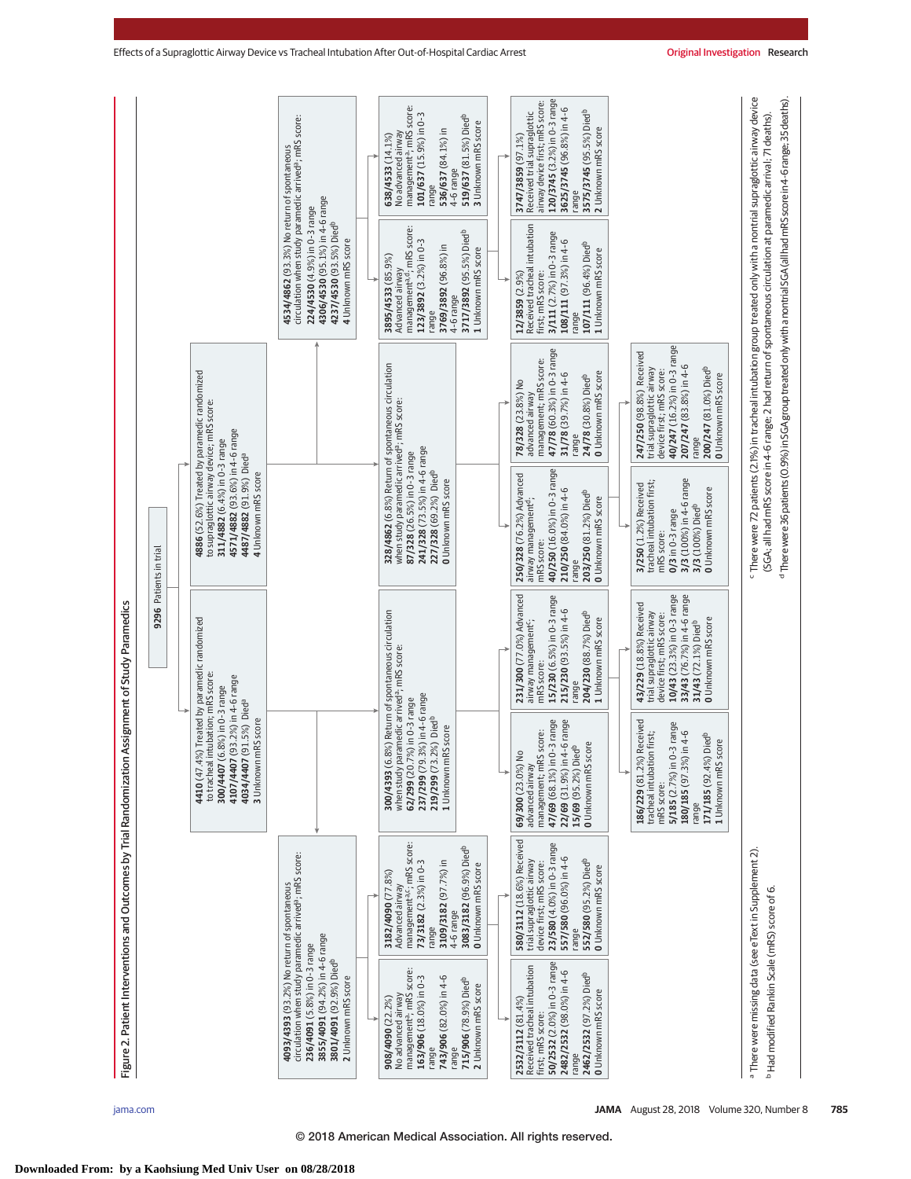Figure 2. Patient Interventions and Outcomes by Trial Randomization Assignment of Study Paramedics

**9296** Patients in trial

**4410** (47.4%) Treated by paramedic randomized to tracheal intubation; mRS score:
**300/4407** (6.8%) in 0-3 range
**4107/4407** (93.2%) in 4-6 range
**4034/4407** (91.5%) Died[a]
**3** Unknown mRS score

- **4093/4393** (93.2%) No return of spontaneous circulation when study paramedic arrived[a]; mRS score:
  **236/4091** (5.8%) in 0-3 range
  **3855/4091** (94.2%) in 4-6 range
  **3801/4091** (92.9%) Died[b]
  **2** Unknown mRS score
  - **908/4090** (22.2%) No advanced airway management[a,c]; mRS score:
    **163/906** (18.0%) in 0-3 range
    **743/906** (82.0%) in 4-6 range
    **715/906** (78.9%) Died[b]
    **2** Unknown mRS score
  - **3182/4090** (77.8%) Advanced airway management[a,c]; mRS score:
    **73/3182** (2.3%) in 0-3 range
    **3109/3182** (97.7%) in 4-6 range
    **3083/3182** (96.9%) Died[b]
    **0** Unknown mRS score
    - **2532/3112** (81.4%) Received tracheal intubation first; mRS score:
      **50/2532** (2.0%) in 0-3 range
      **2482/2532** (98.0%) in 4-6 range
      **2462/2532** (97.2%) Died[b]
      **0** Unknown mRS score
    - **580/3112** (18.6%) Received trial supraglottic airway device first; mRS score:
      **23/580** (4.0%) in 0-3 range
      **557/580** (96.0%) in 4-6 range
      **552/580** (95.2%) Died[b]
      **0** Unknown mRS score
- **300/4393** (6.8%) Return of spontaneous circulation when study paramedic arrived[a]; mRS score:
  **62/299** (20.7%) in 0-3 range
  **237/299** (79.3%) in 4-6 range
  **219/299** (73.2%) Died[b]
  **1** Unknown mRS score
  - **69/300** (23.0%) No advanced airway management; mRS score:
    **47/69** (68.1%) in 0-3 range
    **22/69** (31.9%) in 4-6 range
    **15/69** (95.2%) Died[b]
    **0** Unknown mRS score
  - **231/300** (77.0%) Advanced airway management[c]; mRS score:
    **15/230** (6.5%) in 0-3 range
    **215/230** (93.5%) in 4-6 range
    **204/230** (88.7%) Died[b]
    **1** Unknown mRS score
    - **186/229** (81.2%) Received tracheal intubation first; mRS score:
      **5/185** (2.7%) in 0-3 range
      **180/185** (97.3%) in 4-6 range
      **171/185** (92.4%) Died[b]
      **1** Unknown mRS score
    - **43/229** (18.8%) Received trial supraglottic airway device first; mRS score:
      **10/43** (23.3%) in 0-3 range
      **33/43** (76.7%) in 4-6 range
      **31/43** (72.1%) Died[b]
      **0** Unknown mRS score

**4886** (52.6%) Treated by paramedic randomized to supraglottic airway device; mRS score:
**311/4882** (6.4%) in 0-3 range
**4571/4882** (93.6%) in 4-6 range
**4487/4882** (91.9%) Died[a]
**4** Unknown mRS score

- **328/4862** (6.8%) Return of spontaneous circulation when study paramedic arrived[a]; mRS score:
  **87/328** (26.5%) in 0-3 range
  **241/328** (73.5%) in 4-6 range
  **227/328** (69.2%) Died[b]
  **0** Unknown mRS score
  - **250/328** (76.2%) Advanced airway management[c]; mRS score:
    **40/250** (16.0%) in 0-3 range
    **210/250** (84.0%) in 4-6 range
    **203/250** (81.2%) Died[b]
    **0** Unknown mRS score
    - **3/250** (1.2%) Received tracheal intubation first; mRS score:
      **0/3** in 0-3 range
      **3/3** (100%) in 4-6 range
      **3/3** (100%) Died[b]
      **0** Unknown mRS score
    - **247/250** (98.8%) Received trial supraglottic airway device first; mRS score:
      **40/247** (16.2%) in 0-3 range
      **207/247** (83.8%) in 4-6 range
      **200/247** (81.0%) Died[b]
      **0** Unknown mRS score
  - **78/328** (23.8%) No advanced airway management; mRS score:
    **47/78** (60.3%) in 0-3 range
    **31/78** (39.7%) in 4-6 range
    **24/78** (30.8%) Died[b]
    **0** Unknown mRS score
- **4534/4862** (93.3%) No return of spontaneous circulation when study paramedic arrived[a]; mRS score:
  **224/4530** (4.9%) in 0-3 range
  **4306/4530** (95.1%) in 4-6 range
  **4237/4530** (93.5%) Died[b]
  **4** Unknown mRS score
  - **3895/4533** (85.9%) Advanced airway management[a,d]; mRS score:
    **123/3892** (3.2%) in 0-3 range
    **3769/3892** (96.8%) in 4-6 range
    **3717/3892** (95.5%) Died[b]
    **1** Unknown mRS score
    - **12/3859** (2.9%) Received tracheal intubation first; mRS score:
      **3/111** (2.7%) in 0-3 range
      **108/111** (97.3%) in 4-6 range
      **107/111** (96.4%) Died[b]
      **1** Unknown mRS score
    - **3747/3859** (97.1%) Received trial supraglottic airway device first; mRS score:
      **120/3745** (3.2%) in 0-3 range
      **3625/3745** (96.8%) in 4-6 range
      **3575/3745** (95.5%) Died[b]
      **2** Unknown mRS score
  - **638/4533** (14.1%) No advanced airway management[a]; mRS score:
    **101/637** (15.9%) in 0-3 range
    **536/637** (84.1%) in 4-6 range
    **519/637** (81.5%) Died[b]
    **3** Unknown mRS score

[a] There were missing data (see eText in Supplement 2).

[b] Had modified Rankin Scale (mRS) score of 6.

[c] There were 72 patients (2.1%) in tracheal intubation group treated only with a nontrial supraglottic airway device (SGA; all had mRS score in 4-6 range; 2 had return of spontaneous circulation at paramedic arrival; 71 deaths).

[d] There were 36 patients (0.9%) in SGA group treated only with a nontrial SGA (all had mRS score in 4-6 range; 35 deaths).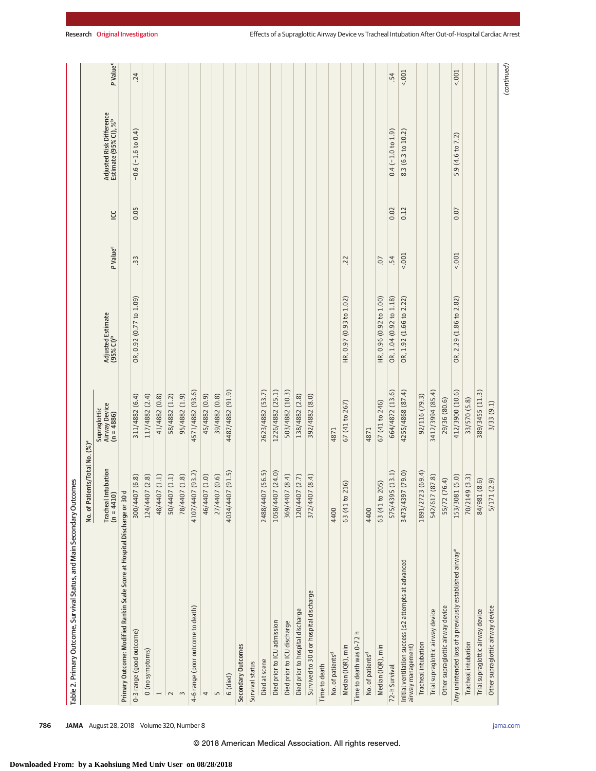Table 2. Primary Outcome, Survival Status, and Main Secondary Outcomes

| | No. of Patients/Total No. (%)[a] | | | | | | |
|---|---|---|---|---|---|---|---|
| | Tracheal Intubation (n = 4410) | Supraglottic Airway Device (n = 4886) | Adjusted Estimate (95% CI)[b] | P Value[c] | ICC | Adjusted Risk Difference Estimate (95% CI), %[b] | P Value[c] |
| **Primary Outcome: Modified Rankin Scale Score at Hospital Discharge or 30 d** | | | | | | | |
| 0-3 range (good outcome) | 300/4407 (6.8) | 311/4882 (6.4) | OR, 0.92 (0.77 to 1.09) | .33 | 0.05 | −0.6 (−1.6 to 0.4) | .24 |
| 0 (no symptoms) | 124/4407 (2.8) | 117/4882 (2.4) | | | | | |
| 1 | 48/4407 (1.1) | 41/4882 (0.8) | | | | | |
| 2 | 50/4407 (1.1) | 58/4882 (1.2) | | | | | |
| 3 | 78/4407 (1.8) | 95/4882 (1.9) | | | | | |
| 4-6 range (poor outcome to death) | 4107/4407 (93.2) | 4571/4882 (93.6) | | | | | |
| 4 | 46/4407 (1.0) | 45/4882 (0.9) | | | | | |
| 5 | 27/4407 (0.6) | 39/4882 (0.8) | | | | | |
| 6 (died) | 4034/4407 (91.5) | 4487/4882 (91.9) | | | | | |
| **Secondary Outcomes** | | | | | | | |
| Survival status | | | | | | | |
| Died at scene | 2488/4407 (56.5) | 2623/4882 (53.7) | | | | | |
| Died prior to ICU admission | 1058/4407 (24.0) | 1226/4882 (25.1) | | | | | |
| Died prior to ICU discharge | 369/4407 (8.4) | 503/4882 (10.3) | | | | | |
| Died prior to hospital discharge | 120/4407 (2.7) | 138/4882 (2.8) | | | | | |
| Survived to 30 d or hospital discharge | 372/4407 (8.4) | 392/4882 (8.0) | | | | | |
| Time to death | | | | | | | |
| No. of patients[d] | 4400 | 4871 | | | | | |
| Median (IQR), min | 63 (41 to 216) | 67 (41 to 267) | HR, 0.97 (0.93 to 1.02) | .22 | | | |
| Time to death was 0-72 h | | | | | | | |
| No. of patients[d] | 4400 | 4871 | | | | | |
| Median (IQR), min | 63 (41 to 205) | 67 (41 to 246) | HR, 0.96 (0.92 to 1.00) | .07 | | | |
| 72-h Survival | 575/4395 (13.1) | 664/4872 (13.6) | OR, 1.04 (0.92 to 1.18) | .54 | 0.02 | 0.4 (−1.0 to 1.9) | .54 |
| Initial ventilation success (≤2 attempts at advanced airway management) | 3473/4397 (79.0) | 4255/4868 (87.4) | OR, 1.92 (1.66 to 2.22) | <.001 | 0.12 | 8.3 (6.3 to 10.2) | <.001 |
| Tracheal intubation | 1891/2723 (69.4) | 92/116 (79.3) | | | | | |
| Trial supraglottic airway device | 542/617 (87.8) | 3412/3994 (85.4) | | | | | |
| Other supraglottic airway device | 55/72 (76.4) | 29/36 (80.6) | | | | | |
| Any unintended loss of a previously established airway[e] | 153/3081 (5.0) | 412/3900 (10.6) | OR, 2.29 (1.86 to 2.82) | <.001 | 0.07 | 5.9 (4.6 to 7.2) | <.001 |
| Tracheal intubation | 70/2149 (3.3) | 33/570 (5.8) | | | | | |
| Trial supraglottic airway device | 84/981 (8.6) | 389/3455 (11.3) | | | | | |
| Other supraglottic airway device | 5/171 (2.9) | 3/33 (9.1) | | | | | |

(continued)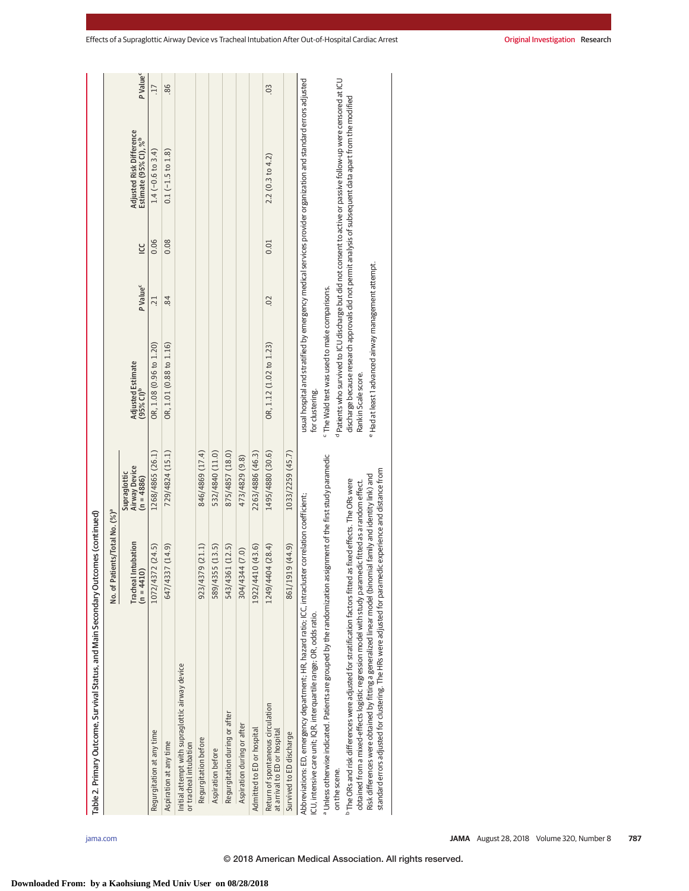Table 2. Primary Outcome, Survival Status, and Main Secondary Outcomes (continued)

| | No. of Patients/Total No. (%)[a] | | | | | | |
|---|---|---|---|---|---|---|---|
| | Tracheal Intubation (n = 4410) | Supraglottic Airway Device (n = 4886) | Adjusted Estimate (95% CI)[b] | P Value[c] | ICC | Adjusted Risk Difference Estimate (95% CI), %[b] | P Value[c] |
| Regurgitation at any time | 1072/4372 (24.5) | 1268/4865 (26.1) | OR, 1.08 (0.96 to 1.20) | .21 | 0.06 | 1.4 (−0.6 to 3.4) | .17 |
| Aspiration at any time | 647/4337 (14.9) | 729/4824 (15.1) | OR, 1.01 (0.88 to 1.16) | .84 | 0.08 | 0.1 (−1.5 to 1.8) | .86 |
| Initial attempt with supraglottic airway device or tracheal intubation | | | | | | | |
| Regurgitation before | 923/4379 (21.1) | 846/4869 (17.4) | | | | | |
| Aspiration before | 589/4355 (13.5) | 532/4840 (11.0) | | | | | |
| Regurgitation during or after | 543/4361 (12.5) | 875/4857 (18.0) | | | | | |
| Aspiration during or after | 304/4344 (7.0) | 473/4829 (9.8) | | | | | |
| Admitted to ED or hospital | 1922/4410 (43.6) | 2263/4886 (46.3) | | | | | |
| Return of spontaneous circulation at arrival to ED or hospital | 1249/4404 (28.4) | 1495/4880 (30.6) | OR, 1.12 (1.02 to 1.23) | .02 | 0.01 | 2.2 (0.3 to 4.2) | .03 |
| Survived to ED discharge | 861/1919 (44.9) | 1033/2259 (45.7) | | | | | |

Abbreviations: ED, emergency department; HR, hazard ratio; ICC, intracluster correlation coefficient; ICU, intensive care unit; IQR, interquartile range; OR, odds ratio.

[a] Unless otherwise indicated. Patients are grouped by the randomization assignment of the first study paramedic on the scene.

[b] The ORs and risk differences were adjusted for stratification factors fitted as fixed effects. The ORs were obtained from a mixed-effects logistic regression model with study paramedic fitted as a random effect. Risk differences were obtained by fitting a generalized linear model (binomial family and identity link) and standard errors adjusted for clustering. The HRs were adjusted for paramedic experience and distance from usual hospital and stratified by emergency medical services provider organization and standard errors adjusted for clustering.

[c] The Wald test was used to make comparisons.

[d] Patients who survived to ICU discharge but did not consent to active or passive follow-up were censored at ICU discharge because research approvals did not permit analysis of subsequent data apart from the modified Rankin Scale score.

[e] Had at least 1 advanced airway management attempt.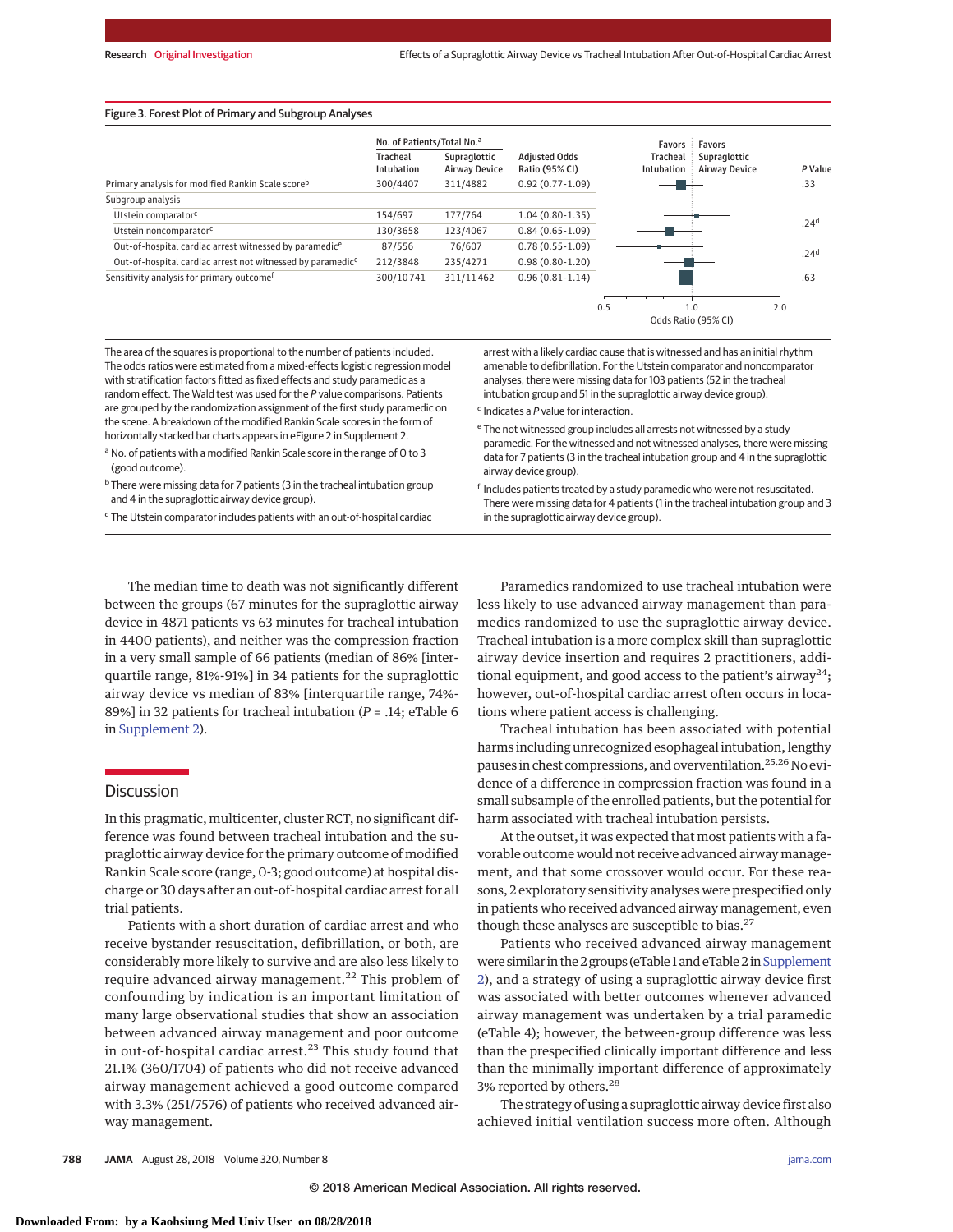**Figure 3. Forest Plot of Primary and Subgroup Analyses**

| | No. of Patients/Total No.[a] Tracheal Intubation | Supraglottic Airway Device | Adjusted Odds Ratio (95% CI) | P Value |
|---|---|---|---|---|
| Primary analysis for modified Rankin Scale score[b] | 300/4407 | 311/4882 | 0.92 (0.77-1.09) | .33 |
| Subgroup analysis | | | | |
| Utstein comparator[c] | 154/697 | 177/764 | 1.04 (0.80-1.35) | .24[d] |
| Utstein noncomparator[c] | 130/3658 | 123/4067 | 0.84 (0.65-1.09) | |
| Out-of-hospital cardiac arrest witnessed by paramedic[e] | 87/556 | 76/607 | 0.78 (0.55-1.09) | .24[d] |
| Out-of-hospital cardiac arrest not witnessed by paramedic[e] | 212/3848 | 235/4271 | 0.98 (0.80-1.20) | |
| Sensitivity analysis for primary outcome[f] | 300/10741 | 311/11462 | 0.96 (0.81-1.14) | .63 |

Odds Ratio (95% CI) axis: 0.5, 1.0, 2.0; left: Favors Tracheal Intubation; right: Favors Supraglottic Airway Device.

The area of the squares is proportional to the number of patients included. The odds ratios were estimated from a mixed-effects logistic regression model with stratification factors fitted as fixed effects and study paramedic as a random effect. The Wald test was used for the *P* value comparisons. Patients are grouped by the randomization assignment of the first study paramedic on the scene. A breakdown of the modified Rankin Scale scores in the form of horizontally stacked bar charts appears in eFigure 2 in Supplement 2.

[a] No. of patients with a modified Rankin Scale score in the range of 0 to 3 (good outcome).

[b] There were missing data for 7 patients (3 in the tracheal intubation group and 4 in the supraglottic airway device group).

[c] The Utstein comparator includes patients with an out-of-hospital cardiac arrest with a likely cardiac cause that is witnessed and has an initial rhythm amenable to defibrillation. For the Utstein comparator and noncomparator analyses, there were missing data for 103 patients (52 in the tracheal intubation group and 51 in the supraglottic airway device group).

[d] Indicates a *P* value for interaction.

[e] The not witnessed group includes all arrests not witnessed by a study paramedic. For the witnessed and not witnessed analyses, there were missing data for 7 patients (3 in the tracheal intubation group and 4 in the supraglottic airway device group).

[f] Includes patients treated by a study paramedic who were not resuscitated. There were missing data for 4 patients (1 in the tracheal intubation group and 3 in the supraglottic airway device group).

The median time to death was not significantly different between the groups (67 minutes for the supraglottic airway device in 4871 patients vs 63 minutes for tracheal intubation in 4400 patients), and neither was the compression fraction in a very small sample of 66 patients (median of 86% [interquartile range, 81%-91%] in 34 patients for the supraglottic airway device vs median of 83% [interquartile range, 74%-89%] in 32 patients for tracheal intubation ($P = .14$; eTable 6 in Supplement 2).

## Discussion

In this pragmatic, multicenter, cluster RCT, no significant difference was found between tracheal intubation and the supraglottic airway device for the primary outcome of modified Rankin Scale score (range, 0-3; good outcome) at hospital discharge or 30 days after an out-of-hospital cardiac arrest for all trial patients.

Patients with a short duration of cardiac arrest and who receive bystander resuscitation, defibrillation, or both, are considerably more likely to survive and are also less likely to require advanced airway management.[22] This problem of confounding by indication is an important limitation of many large observational studies that show an association between advanced airway management and poor outcome in out-of-hospital cardiac arrest.[23] This study found that 21.1% (360/1704) of patients who did not receive advanced airway management achieved a good outcome compared with 3.3% (251/7576) of patients who received advanced airway management.

Paramedics randomized to use tracheal intubation were less likely to use advanced airway management than paramedics randomized to use the supraglottic airway device. Tracheal intubation is a more complex skill than supraglottic airway device insertion and requires 2 practitioners, additional equipment, and good access to the patient's airway[24]; however, out-of-hospital cardiac arrest often occurs in locations where patient access is challenging.

Tracheal intubation has been associated with potential harms including unrecognized esophageal intubation, lengthy pauses in chest compressions, and overventilation.[25,26] No evidence of a difference in compression fraction was found in a small subsample of the enrolled patients, but the potential for harm associated with tracheal intubation persists.

At the outset, it was expected that most patients with a favorable outcome would not receive advanced airway management, and that some crossover would occur. For these reasons, 2 exploratory sensitivity analyses were prespecified only in patients who received advanced airway management, even though these analyses are susceptible to bias.[27]

Patients who received advanced airway management were similar in the 2 groups (eTable 1 and eTable 2 in Supplement 2), and a strategy of using a supraglottic airway device first was associated with better outcomes whenever advanced airway management was undertaken by a trial paramedic (eTable 4); however, the between-group difference was less than the prespecified clinically important difference and less than the minimally important difference of approximately 3% reported by others.[28]

The strategy of using a supraglottic airway device first also achieved initial ventilation success more often. Although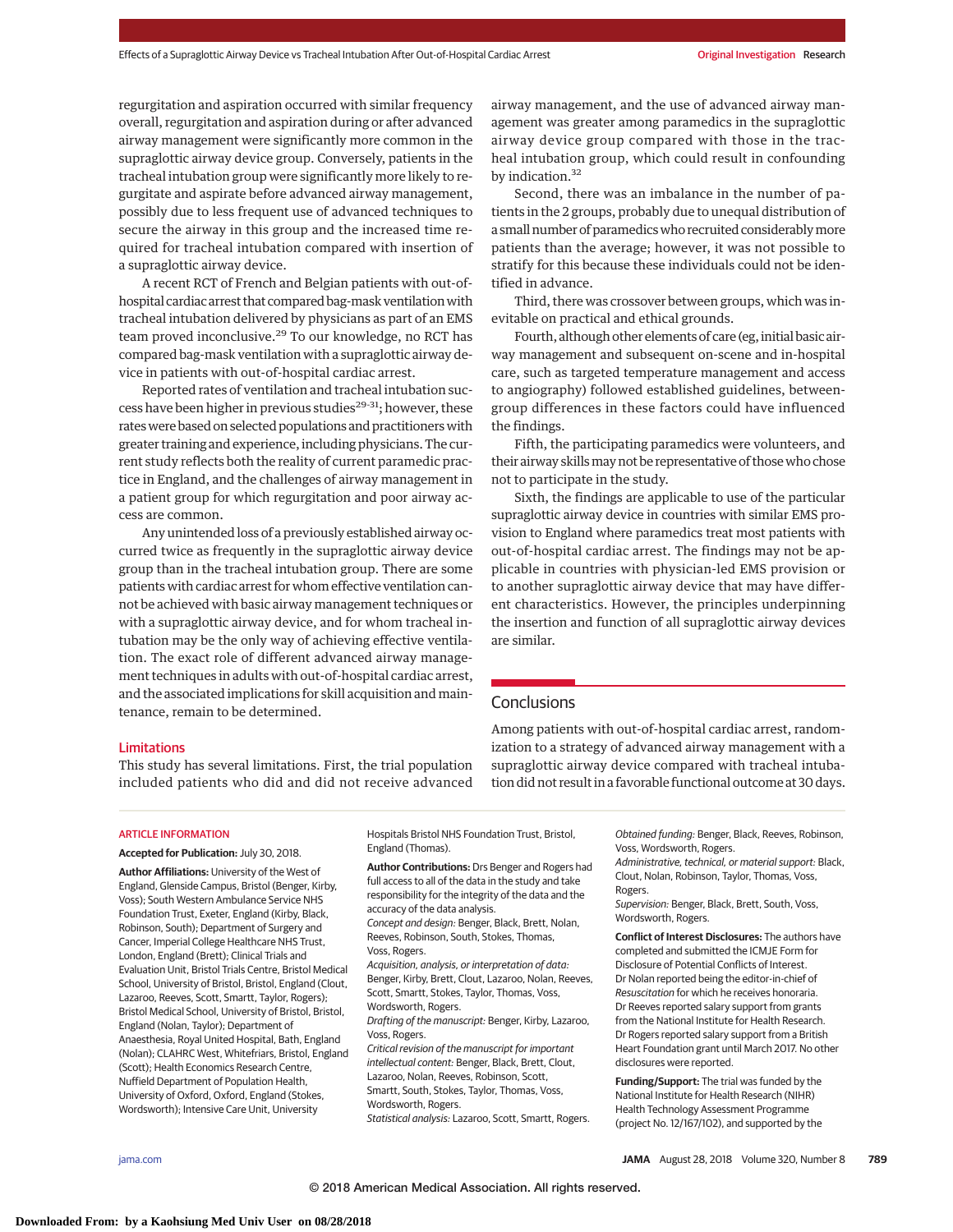regurgitation and aspiration occurred with similar frequency overall, regurgitation and aspiration during or after advanced airway management were significantly more common in the supraglottic airway device group. Conversely, patients in the tracheal intubation group were significantly more likely to regurgitate and aspirate before advanced airway management, possibly due to less frequent use of advanced techniques to secure the airway in this group and the increased time required for tracheal intubation compared with insertion of a supraglottic airway device.

A recent RCT of French and Belgian patients with out-of-hospital cardiac arrest that compared bag-mask ventilation with tracheal intubation delivered by physicians as part of an EMS team proved inconclusive.[29] To our knowledge, no RCT has compared bag-mask ventilation with a supraglottic airway device in patients with out-of-hospital cardiac arrest.

Reported rates of ventilation and tracheal intubation success have been higher in previous studies[29-31]; however, these rates were based on selected populations and practitioners with greater training and experience, including physicians. The current study reflects both the reality of current paramedic practice in England, and the challenges of airway management in a patient group for which regurgitation and poor airway access are common.

Any unintended loss of a previously established airway occurred twice as frequently in the supraglottic airway device group than in the tracheal intubation group. There are some patients with cardiac arrest for whom effective ventilation cannot be achieved with basic airway management techniques or with a supraglottic airway device, and for whom tracheal intubation may be the only way of achieving effective ventilation. The exact role of different advanced airway management techniques in adults with out-of-hospital cardiac arrest, and the associated implications for skill acquisition and maintenance, remain to be determined.

## Limitations

This study has several limitations. First, the trial population included patients who did and did not receive advanced airway management, and the use of advanced airway management was greater among paramedics in the supraglottic airway device group compared with those in the tracheal intubation group, which could result in confounding by indication.[32]

Second, there was an imbalance in the number of patients in the 2 groups, probably due to unequal distribution of a small number of paramedics who recruited considerably more patients than the average; however, it was not possible to stratify for this because these individuals could not be identified in advance.

Third, there was crossover between groups, which was inevitable on practical and ethical grounds.

Fourth, although other elements of care (eg, initial basic airway management and subsequent on-scene and in-hospital care, such as targeted temperature management and access to angiography) followed established guidelines, between-group differences in these factors could have influenced the findings.

Fifth, the participating paramedics were volunteers, and their airway skills may not be representative of those who chose not to participate in the study.

Sixth, the findings are applicable to use of the particular supraglottic airway device in countries with similar EMS provision to England where paramedics treat most patients with out-of-hospital cardiac arrest. The findings may not be applicable in countries with physician-led EMS provision or to another supraglottic airway device that may have different characteristics. However, the principles underpinning the insertion and function of all supraglottic airway devices are similar.

## Conclusions

Among patients with out-of-hospital cardiac arrest, randomization to a strategy of advanced airway management with a supraglottic airway device compared with tracheal intubation did not result in a favorable functional outcome at 30 days.

### ARTICLE INFORMATION

**Accepted for Publication:** July 30, 2018.

**Author Affiliations:** University of the West of England, Glenside Campus, Bristol (Benger, Kirby, Voss); South Western Ambulance Service NHS Foundation Trust, Exeter, England (Kirby, Black, Robinson, South); Department of Surgery and Cancer, Imperial College Healthcare NHS Trust, London, England (Brett); Clinical Trials and Evaluation Unit, Bristol Trials Centre, Bristol Medical School, University of Bristol, Bristol, England (Clout, Lazaroo, Reeves, Scott, Smartt, Taylor, Rogers); Bristol Medical School, University of Bristol, Bristol, England (Nolan, Taylor); Department of Anaesthesia, Royal United Hospital, Bath, England (Nolan); CLAHRC West, Whitefriars, Bristol, England (Scott); Health Economics Research Centre, Nuffield Department of Population Health, University of Oxford, Oxford, England (Stokes, Wordsworth); Intensive Care Unit, University Hospitals Bristol NHS Foundation Trust, Bristol, England (Thomas).

**Author Contributions:** Drs Benger and Rogers had full access to all of the data in the study and take responsibility for the integrity of the data and the accuracy of the data analysis.
*Concept and design:* Benger, Black, Brett, Nolan, Reeves, Robinson, South, Stokes, Thomas, Voss, Rogers.
*Acquisition, analysis, or interpretation of data:* Benger, Kirby, Brett, Clout, Lazaroo, Nolan, Reeves, Scott, Smartt, South, Stokes, Taylor, Thomas, Voss, Wordsworth, Rogers.
*Drafting of the manuscript:* Benger, Kirby, Lazaroo, Voss, Rogers.
*Critical revision of the manuscript for important intellectual content:* Benger, Black, Brett, Clout, Lazaroo, Nolan, Reeves, Robinson, Scott, Smartt, South, Stokes, Taylor, Thomas, Voss, Wordsworth, Rogers.
*Statistical analysis:* Lazaroo, Scott, Smartt, Rogers.
*Obtained funding:* Benger, Black, Reeves, Robinson, Voss, Wordsworth, Rogers.
*Administrative, technical, or material support:* Black, Clout, Nolan, Robinson, Taylor, Thomas, Voss, Rogers.
*Supervision:* Benger, Black, Brett, South, Voss, Wordsworth, Rogers.

**Conflict of Interest Disclosures:** The authors have completed and submitted the ICMJE Form for Disclosure of Potential Conflicts of Interest. Dr Nolan reported being the editor-in-chief of *Resuscitation* for which he receives honoraria. Dr Reeves reported salary support from grants from the National Institute for Health Research. Dr Rogers reported salary support from a British Heart Foundation grant until March 2017. No other disclosures were reported.

**Funding/Support:** The trial was funded by the National Institute for Health Research (NIHR) Health Technology Assessment Programme (project No. 12/167/102), and supported by the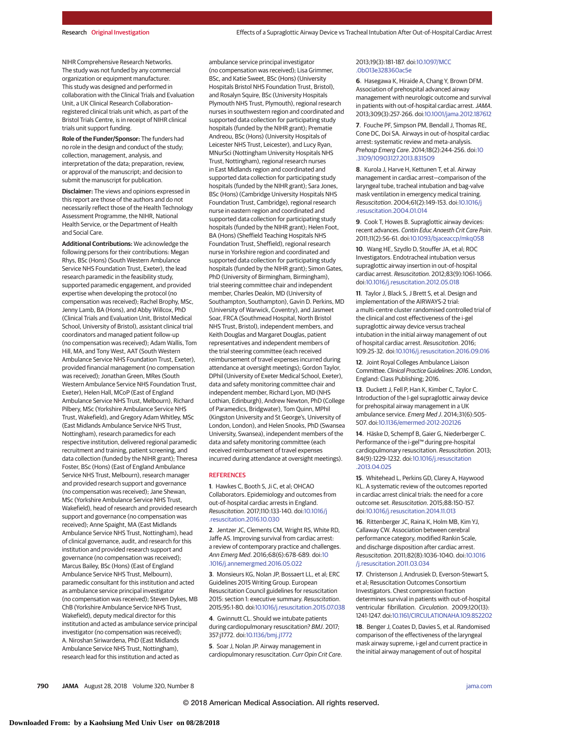NIHR Comprehensive Research Networks. The study was not funded by any commercial organization or equipment manufacturer. This study was designed and performed in collaboration with the Clinical Trials and Evaluation Unit, a UK Clinical Research Collaboration–registered clinical trials unit which, as part of the Bristol Trials Centre, is in receipt of NIHR clinical trials unit support funding.

**Role of the Funder/Sponsor:** The funders had no role in the design and conduct of the study; collection, management, analysis, and interpretation of the data; preparation, review, or approval of the manuscript; and decision to submit the manuscript for publication.

**Disclaimer:** The views and opinions expressed in this report are those of the authors and do not necessarily reflect those of the Health Technology Assessment Programme, the NIHR, National Health Service, or the Department of Health and Social Care.

**Additional Contributions:** We acknowledge the following persons for their contributions: Megan Rhys, BSc (Hons) (South Western Ambulance Service NHS Foundation Trust, Exeter), the lead research paramedic in the feasibility study, supported paramedic engagement, and provided expertise when developing the protocol (no compensation was received); Rachel Brophy, MSc, Jenny Lamb, BA (Hons), and Abby Willcox, PhD (Clinical Trials and Evaluation Unit, Bristol Medical School, University of Bristol), assistant clinical trial coordinators and managed patient follow-up (no compensation was received); Adam Wallis, Tom Hill, MA, and Tony West, AAT (South Western Ambulance Service NHS Foundation Trust, Exeter), provided financial management (no compensation was received); Jonathan Green, MRes (South Western Ambulance Service NHS Foundation Trust, Exeter), Helen Hall, MCoP (East of England Ambulance Service NHS Trust, Melbourn), Richard Pilbery, MSc (Yorkshire Ambulance Service NHS Trust, Wakefield), and Gregory Adam Whitley, MSc (East Midlands Ambulance Service NHS Trust, Nottingham), research paramedics for each respective institution, delivered regional paramedic recruitment and training, patient screening, and data collection (funded by the NIHR grant); Theresa Foster, BSc (Hons) (East of England Ambulance Service NHS Trust, Melbourn), research manager and provided research support and governance (no compensation was received); Jane Shewan, MSc (Yorkshire Ambulance Service NHS Trust, Wakefield), head of research and provided research support and governance (no compensation was received); Anne Spaight, MA (East Midlands Ambulance Service NHS Trust, Nottingham), head of clinical governance, audit, and research for this institution and provided research support and governance (no compensation was received); Marcus Bailey, BSc (Hons) (East of England Ambulance Service NHS Trust, Melbourn), paramedic consultant for this institution and acted as ambulance service principal investigator (no compensation was received); Steven Dykes, MB ChB (Yorkshire Ambulance Service NHS Trust, Wakefield), deputy medical director for this institution and acted as ambulance service principal investigator (no compensation was received); A. Niroshan Siriwardena, PhD (East Midlands Ambulance Service NHS Trust, Nottingham), research lead for this institution and acted as ambulance service principal investigator (no compensation was received); Lisa Grimmer, BSc, and Katie Sweet, BSc (Hons) (University Hospitals Bristol NHS Foundation Trust, Bristol), and Rosalyn Squire, BSc (University Hospitals Plymouth NHS Trust, Plymouth), regional research nurses in southwestern region and coordinated and supported data collection for participating study hospitals (funded by the NIHR grant); Prematie Andreou, BSc (Hons) (University Hospitals of Leicester NHS Trust, Leicester), and Lucy Ryan, MNurSci (Nottingham University Hospitals NHS Trust, Nottingham), regional research nurses in East Midlands region and coordinated and supported data collection for participating study hospitals (funded by the NIHR grant); Sara Jones, BSc (Hons) (Cambridge University Hospitals NHS Foundation Trust, Cambridge), regional research nurse in eastern region and coordinated and supported data collection for participating study hospitals (funded by the NIHR grant); Helen Foot, BA (Hons) (Sheffield Teaching Hospitals NHS Foundation Trust, Sheffield), regional research nurse in Yorkshire region and coordinated and supported data collection for participating study hospitals (funded by the NIHR grant); Simon Gates, PhD (University of Birmingham, Birmingham), trial steering committee chair and independent member, Charles Deakin, MD (University of Southampton, Southampton), Gavin D. Perkins, MD (University of Warwick, Coventry), and Jasmeet Soar, FRCA (Southmead Hospital, North Bristol NHS Trust, Bristol), independent members, and Keith Douglas and Margaret Douglas, patient representatives and independent members of the trial steering committee (each received reimbursement of travel expenses incurred during attendance at oversight meetings); Gordon Taylor, DPhil (University of Exeter Medical School, Exeter), data and safety monitoring committee chair and independent member, Richard Lyon, MD (NHS Lothian, Edinburgh), Andrew Newton, PhD (College of Paramedics, Bridgwater), Tom Quinn, MPhil (Kingston University and St George's, University of London, London), and Helen Snooks, PhD (Swansea University, Swansea), independent members of the data and safety monitoring committee (each received reimbursement of travel expenses incurred during attendance at oversight meetings).

## REFERENCES

1. Hawkes C, Booth S, Ji C, et al; OHCAO Collaborators. Epidemiology and outcomes from out-of-hospital cardiac arrests in England. *Resuscitation*. 2017;110:133-140. doi:10.1016/j.resuscitation.2016.10.030

2. Jentzer JC, Clements CM, Wright RS, White RD, Jaffe AS. Improving survival from cardiac arrest: a review of contemporary practice and challenges. *Ann Emerg Med*. 2016;68(6):678-689. doi:10.1016/j.annemergmed.2016.05.022

3. Monsieurs KG, Nolan JP, Bossaert LL, et al; ERC Guidelines 2015 Writing Group. European Resuscitation Council guidelines for resuscitation 2015: section 1: executive summary. *Resuscitation*. 2015;95:1-80. doi:10.1016/j.resuscitation.2015.07.038

4. Gwinnutt CL. Should we intubate patients during cardiopulmonary resuscitation? *BMJ*. 2017;357:j1772. doi:10.1136/bmj.j1772

5. Soar J, Nolan JP. Airway management in cardiopulmonary resuscitation. *Curr Opin Crit Care*. 2013;19(3):181-187. doi:10.1097/MCC.0b013e328360ac5e

6. Hasegawa K, Hiraide A, Chang Y, Brown DFM. Association of prehospital advanced airway management with neurologic outcome and survival in patients with out-of-hospital cardiac arrest. *JAMA*. 2013;309(3):257-266. doi:10.1001/jama.2012.187612

7. Fouche PF, Simpson PM, Bendall J, Thomas RE, Cone DC, Doi SA. Airways in out-of-hospital cardiac arrest: systematic review and meta-analysis. *Prehosp Emerg Care*. 2014;18(2):244-256. doi:10.3109/10903127.2013.831509

8. Kurola J, Harve H, Kettunen T, et al. Airway management in cardiac arrest—comparison of the laryngeal tube, tracheal intubation and bag-valve mask ventilation in emergency medical training. *Resuscitation*. 2004;61(2):149-153. doi:10.1016/j.resuscitation.2004.01.014

9. Cook T, Howes B. Supraglottic airway devices: recent advances. *Contin Educ Anaesth Crit Care Pain*. 2011;11(2):56-61. doi:10.1093/bjaceaccp/mkq058

10. Wang HE, Szydlo D, Stouffer JA, et al; ROC Investigators. Endotracheal intubation versus supraglottic airway insertion in out-of-hospital cardiac arrest. *Resuscitation*. 2012;83(9):1061-1066. doi:10.1016/j.resuscitation.2012.05.018

11. Taylor J, Black S, J Brett S, et al. Design and implementation of the AIRWAYS-2 trial: a multi-centre cluster randomised controlled trial of the clinical and cost effectiveness of the i-gel supraglottic airway device versus tracheal intubation in the initial airway management of out of hospital cardiac arrest. *Resuscitation*. 2016;109:25-32. doi:10.1016/j.resuscitation.2016.09.016

12. Joint Royal Colleges Ambulance Liaison Committee. *Clinical Practice Guidelines: 2016*. London, England: Class Publishing; 2016.

13. Duckett J, Fell P, Han K, Kimber C, Taylor C. Introduction of the I-gel supraglottic airway device for prehospital airway management in a UK ambulance service. *Emerg Med J*. 2014;31(6):505-507. doi:10.1136/emermed-2012-202126

14. Häske D, Schempf B, Gaier G, Niederberger C. Performance of the i-gel™ during pre-hospital cardiopulmonary resuscitation. *Resuscitation*. 2013;84(9):1229-1232. doi:10.1016/j.resuscitation.2013.04.025

15. Whitehead L, Perkins GD, Clarey A, Haywood KL. A systematic review of the outcomes reported in cardiac arrest clinical trials: the need for a core outcome set. *Resuscitation*. 2015;88:150-157. doi:10.1016/j.resuscitation.2014.11.013

16. Rittenberger JC, Raina K, Holm MB, Kim YJ, Callaway CW. Association between cerebral performance category, modified Rankin Scale, and discharge disposition after cardiac arrest. *Resuscitation*. 2011;82(8):1036-1040. doi:10.1016/j.resuscitation.2011.03.034

17. Christenson J, Andrusiek D, Everson-Stewart S, et al; Resuscitation Outcomes Consortium Investigators. Chest compression fraction determines survival in patients with out-of-hospital ventricular fibrillation. *Circulation*. 2009;120(13):1241-1247. doi:10.1161/CIRCULATIONAHA.109.852202

18. Benger J, Coates D, Davies S, et al. Randomised comparison of the effectiveness of the laryngeal mask airway supreme, i-gel and current practice in the initial airway management of out of hospital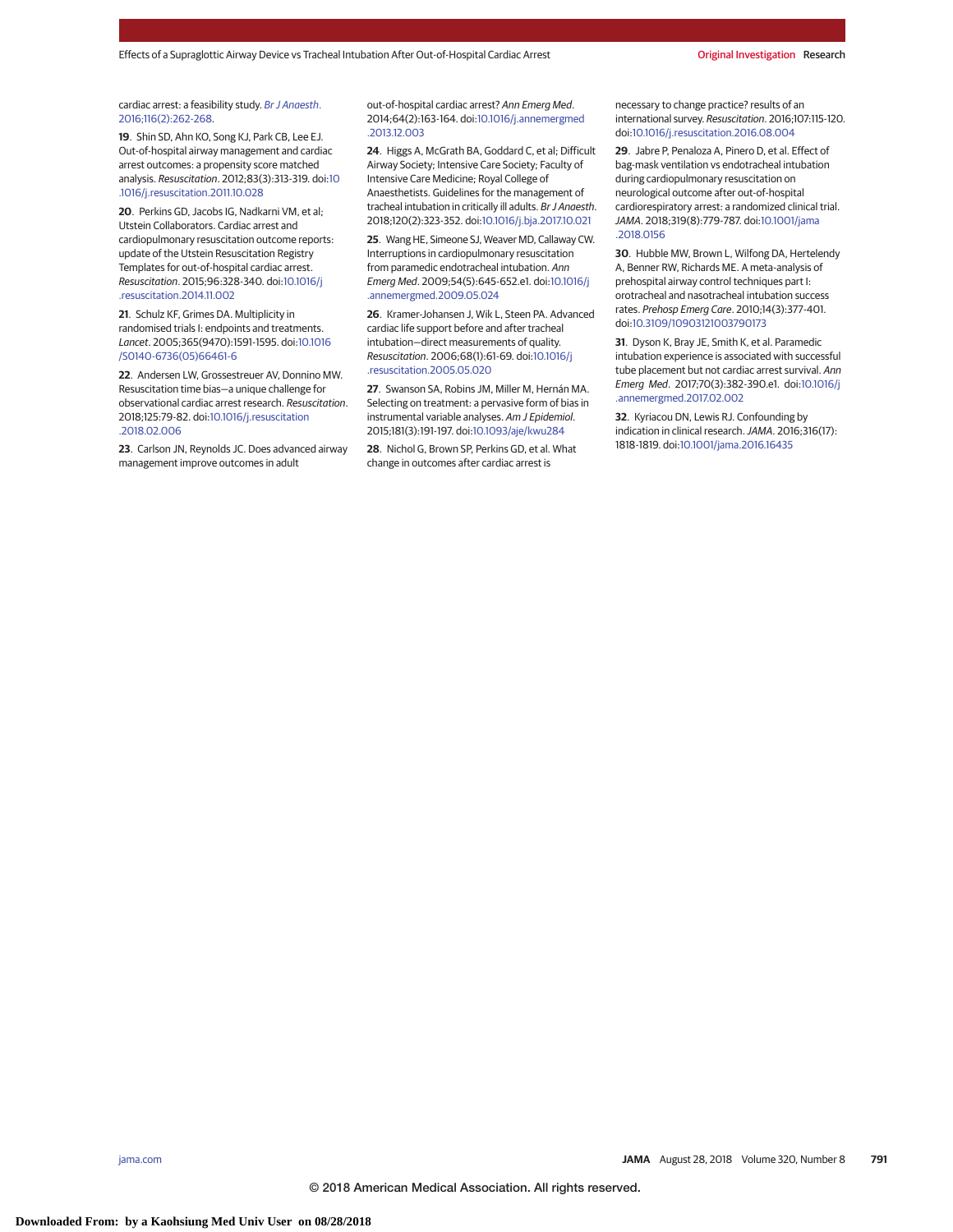cardiac arrest: a feasibility study. *Br J Anaesth*. 2016;116(2):262-268.

**19**. Shin SD, Ahn KO, Song KJ, Park CB, Lee EJ. Out-of-hospital airway management and cardiac arrest outcomes: a propensity score matched analysis. *Resuscitation*. 2012;83(3):313-319. doi:10.1016/j.resuscitation.2011.10.028

**20**. Perkins GD, Jacobs IG, Nadkarni VM, et al; Utstein Collaborators. Cardiac arrest and cardiopulmonary resuscitation outcome reports: update of the Utstein Resuscitation Registry Templates for out-of-hospital cardiac arrest. *Resuscitation*. 2015;96:328-340. doi:10.1016/j.resuscitation.2014.11.002

**21**. Schulz KF, Grimes DA. Multiplicity in randomised trials I: endpoints and treatments. *Lancet*. 2005;365(9470):1591-1595. doi:10.1016/S0140-6736(05)66461-6

**22**. Andersen LW, Grossestreuer AV, Donnino MW. Resuscitation time bias—a unique challenge for observational cardiac arrest research. *Resuscitation*. 2018;125:79-82. doi:10.1016/j.resuscitation.2018.02.006

**23**. Carlson JN, Reynolds JC. Does advanced airway management improve outcomes in adult out-of-hospital cardiac arrest? *Ann Emerg Med*. 2014;64(2):163-164. doi:10.1016/j.annemergmed.2013.12.003

**24**. Higgs A, McGrath BA, Goddard C, et al; Difficult Airway Society; Intensive Care Society; Faculty of Intensive Care Medicine; Royal College of Anaesthetists. Guidelines for the management of tracheal intubation in critically ill adults. *Br J Anaesth*. 2018;120(2):323-352. doi:10.1016/j.bja.2017.10.021

**25**. Wang HE, Simeone SJ, Weaver MD, Callaway CW. Interruptions in cardiopulmonary resuscitation from paramedic endotracheal intubation. *Ann Emerg Med*. 2009;54(5):645-652.e1. doi:10.1016/j.annemergmed.2009.05.024

**26**. Kramer-Johansen J, Wik L, Steen PA. Advanced cardiac life support before and after tracheal intubation—direct measurements of quality. *Resuscitation*. 2006;68(1):61-69. doi:10.1016/j.resuscitation.2005.05.020

**27**. Swanson SA, Robins JM, Miller M, Hernán MA. Selecting on treatment: a pervasive form of bias in instrumental variable analyses. *Am J Epidemiol*. 2015;181(3):191-197. doi:10.1093/aje/kwu284

**28**. Nichol G, Brown SP, Perkins GD, et al. What change in outcomes after cardiac arrest is necessary to change practice? results of an international survey. *Resuscitation*. 2016;107:115-120. doi:10.1016/j.resuscitation.2016.08.004

**29**. Jabre P, Penaloza A, Pinero D, et al. Effect of bag-mask ventilation vs endotracheal intubation during cardiopulmonary resuscitation on neurological outcome after out-of-hospital cardiorespiratory arrest: a randomized clinical trial. *JAMA*. 2018;319(8):779-787. doi:10.1001/jama.2018.0156

**30**. Hubble MW, Brown L, Wilfong DA, Hertelendy A, Benner RW, Richards ME. A meta-analysis of prehospital airway control techniques part I: orotracheal and nasotracheal intubation success rates. *Prehosp Emerg Care*. 2010;14(3):377-401. doi:10.3109/10903121003790173

**31**. Dyson K, Bray JE, Smith K, et al. Paramedic intubation experience is associated with successful tube placement but not cardiac arrest survival. *Ann Emerg Med*. 2017;70(3):382-390.e1. doi:10.1016/j.annemergmed.2017.02.002

**32**. Kyriacou DN, Lewis RJ. Confounding by indication in clinical research. *JAMA*. 2016;316(17):1818-1819. doi:10.1001/jama.2016.16435